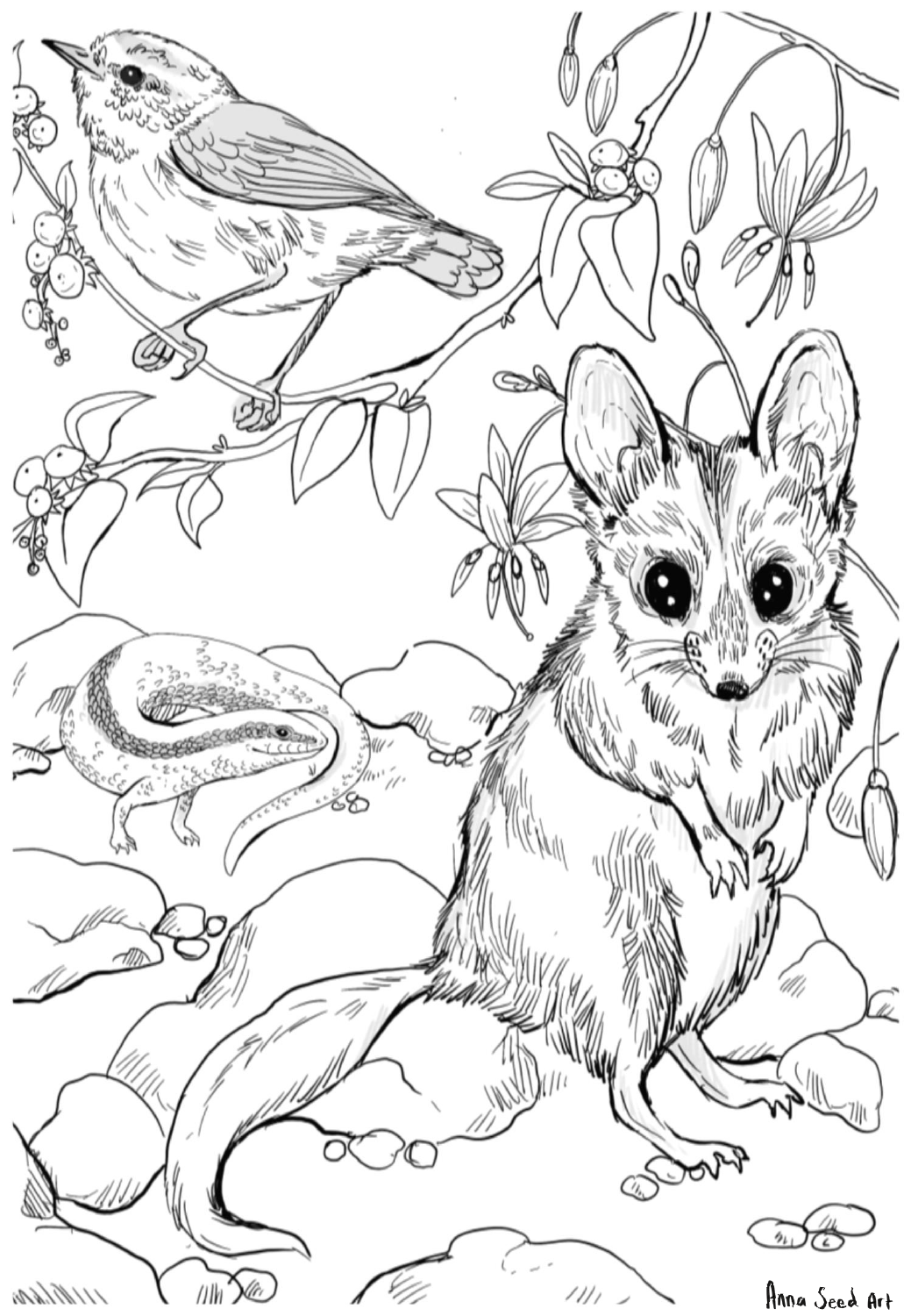Anna Seed Art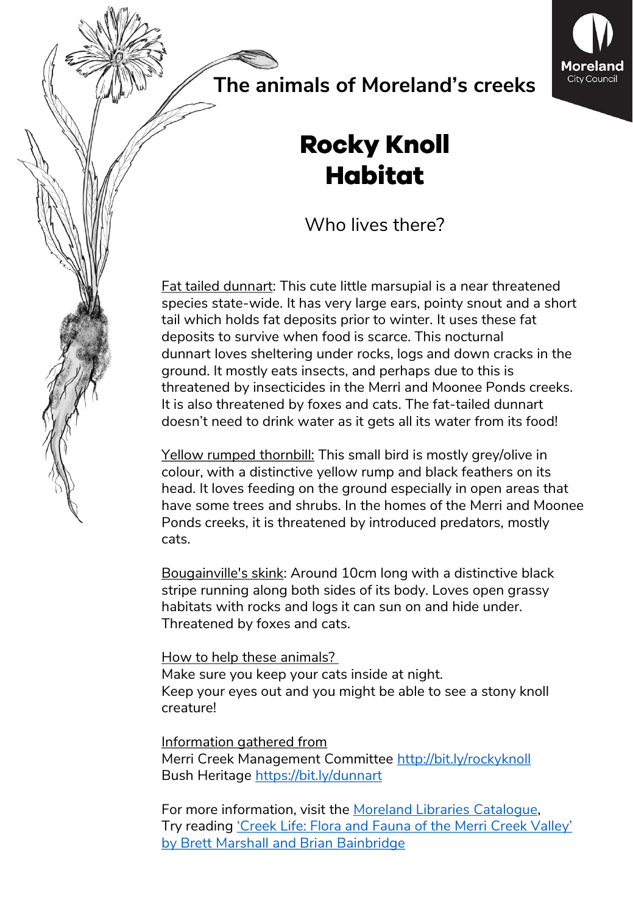The animals of Moreland's creeks

# Rocky Knoll Habitat

Who lives there?

Fat tailed dunnart: This cute little marsupial is a near threatened species state-wide. It has very large ears, pointy snout and a short tail which holds fat deposits prior to winter. It uses these fat deposits to survive when food is scarce. This nocturnal dunnart loves sheltering under rocks, logs and down cracks in the ground. It mostly eats insects, and perhaps due to this is threatened by insecticides in the Merri and Moonee Ponds creeks. It is also threatened by foxes and cats. The fat-tailed dunnart doesn't need to drink water as it gets all its water from its food!

Yellow rumped thornbill: This small bird is mostly grey/olive in colour, with a distinctive yellow rump and black feathers on its head. It loves feeding on the ground especially in open areas that have some trees and shrubs. In the homes of the Merri and Moonee Ponds creeks, it is threatened by introduced predators, mostly cats.

Bougainville's skink: Around 10cm long with a distinctive black stripe running along both sides of its body. Loves open grassy habitats with rocks and logs it can sun on and hide under. Threatened by foxes and cats.

How to help these animals?

Make sure you keep your cats inside at night.
Keep your eyes out and you might be able to see a stony knoll creature!

Information gathered from

Merri Creek Management Committee http://bit.ly/rockyknoll
Bush Heritage https://bit.ly/dunnart

For more information, visit the Moreland Libraries Catalogue,
Try reading 'Creek Life: Flora and Fauna of the Merri Creek Valley' by Brett Marshall and Brian Bainbridge